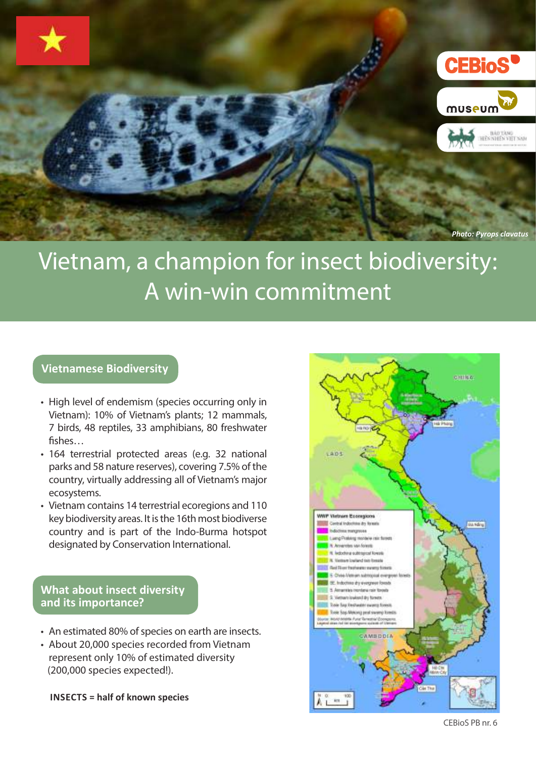Photo: *Pyrops clavatus*

# Vietnam, a champion for insect biodiversity: A win-win commitment

## Vietnamese Biodiversity

- High level of endemism (species occurring only in Vietnam): 10% of Vietnam's plants; 12 mammals, 7 birds, 48 reptiles, 33 amphibians, 80 freshwater fishes…
- 164 terrestrial protected areas (e.g. 32 national parks and 58 nature reserves), covering 7.5% of the country, virtually addressing all of Vietnam's major ecosystems.
- Vietnam contains 14 terrestrial ecoregions and 110 key biodiversity areas. It is the 16th most biodiverse country and is part of the Indo-Burma hotspot designated by Conservation International.

## What about insect diversity and its importance?

- An estimated 80% of species on earth are insects.
- About 20,000 species recorded from Vietnam represent only 10% of estimated diversity (200,000 species expected!).

**INSECTS = half of known species**

CEBioS PB nr. 6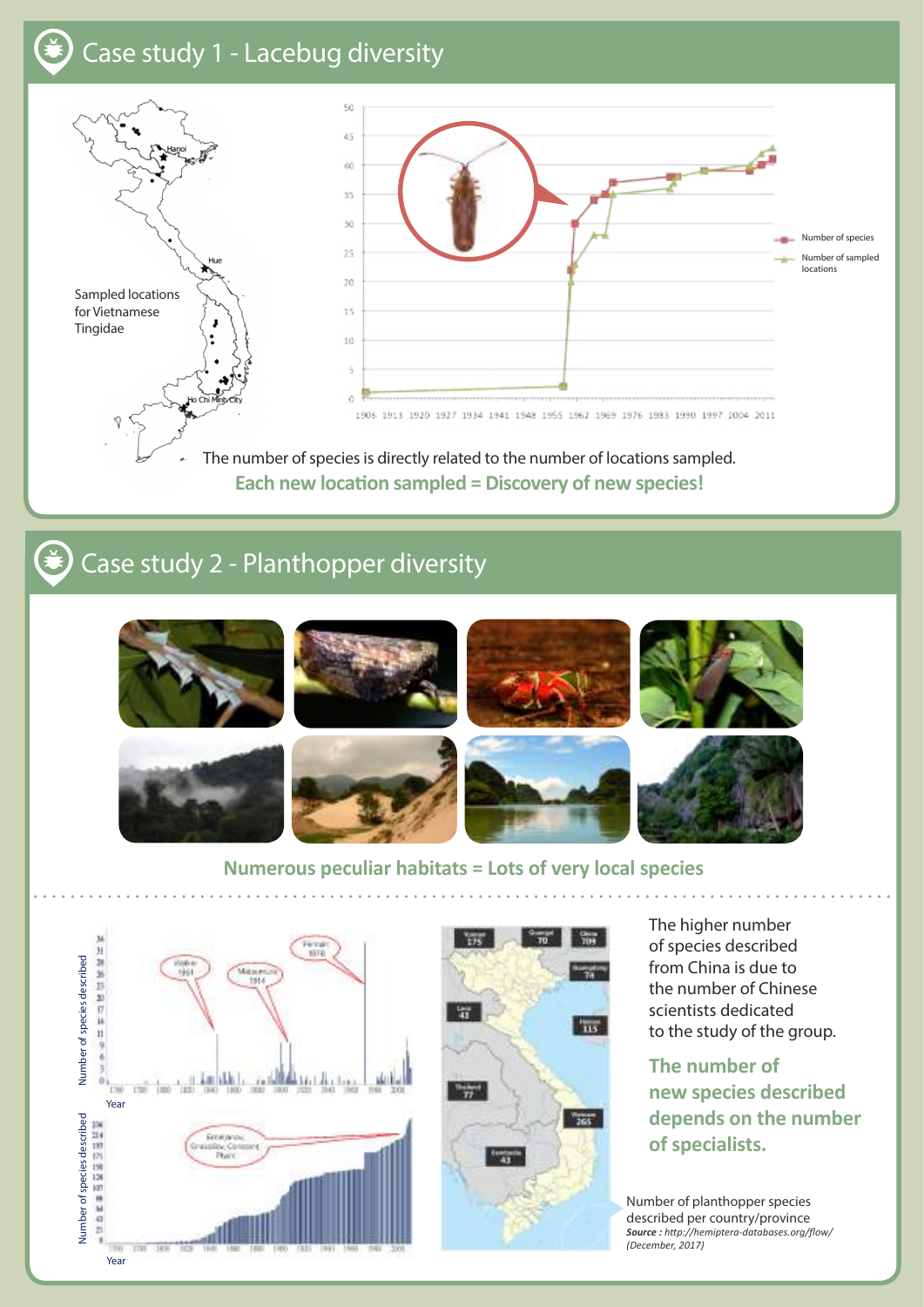## Case study 1 - Lacebug diversity

Sampled locations for Vietnamese Tingidae

The number of species is directly related to the number of locations sampled.

**Each new location sampled = Discovery of new species!**

## Case study 2 - Planthopper diversity

**Numerous peculiar habitats = Lots of very local species**

The higher number of species described from China is due to the number of Chinese scientists dedicated to the study of the group.

**The number of new species described depends on the number of specialists.**

Number of planthopper species described per country/province
*Source : http://hemiptera-databases.org/flow/ (December, 2017)*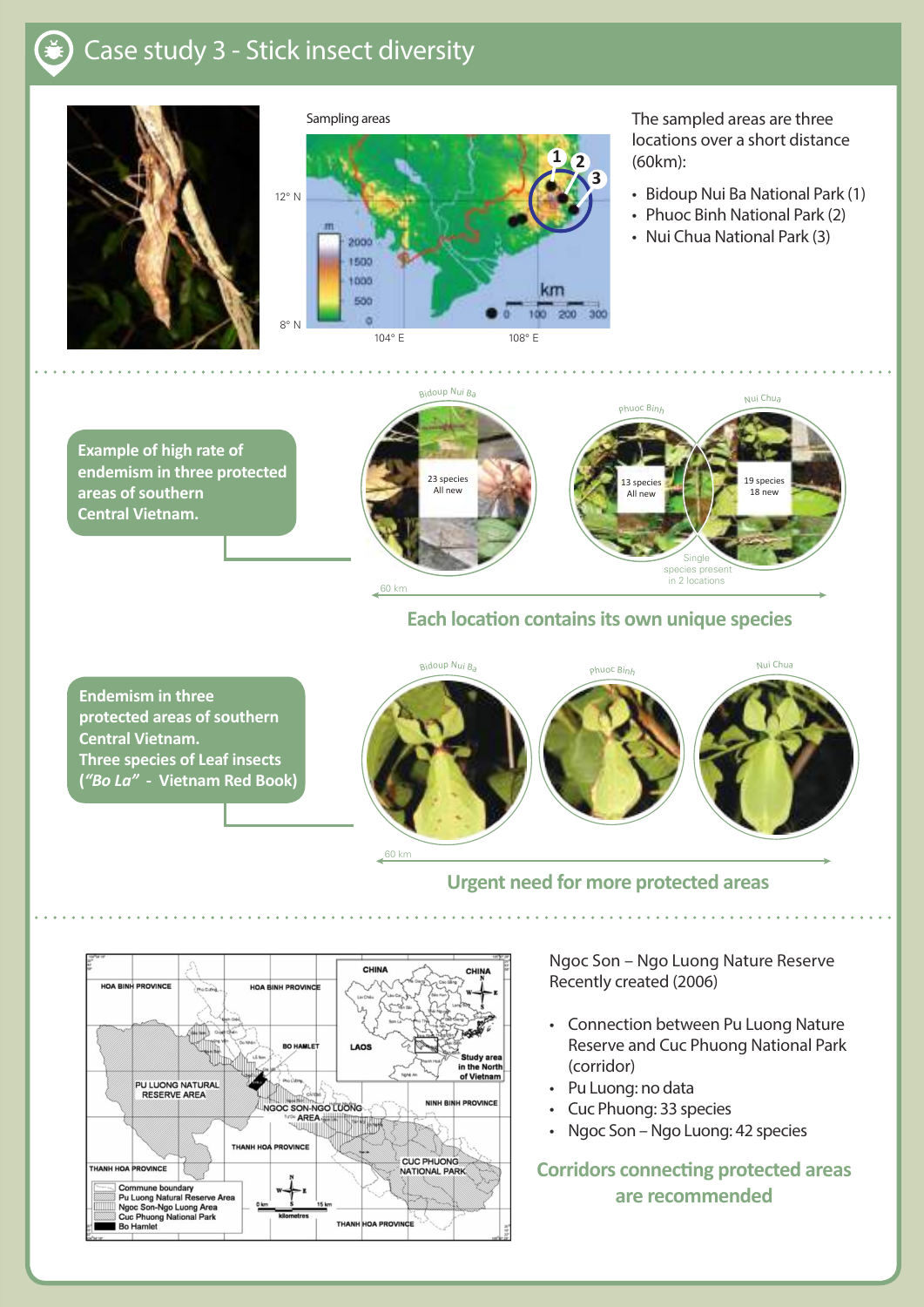# Case study 3 - Stick insect diversity

Sampling areas

The sampled areas are three locations over a short distance (60km):

- Bidoup Nui Ba National Park (1)
- Phuoc Binh National Park (2)
- Nui Chua National Park (3)

**Example of high rate of endemism in three protected areas of southern Central Vietnam.**

Bidoup Nui Ba: 23 species, All new

Phuoc Binh: 13 species, All new

Nui Chua: 19 species, 18 new

Single species present in 2 locations

60 km

**Each location contains its own unique species**

**Endemism in three protected areas of southern Central Vietnam. Three species of Leaf insects (*"Bo La"* - Vietnam Red Book)**

Bidoup Nui Ba · Phuoc Binh · Nui Chua

60 km

**Urgent need for more protected areas**

Ngoc Son – Ngo Luong Nature Reserve
Recently created (2006)

- Connection between Pu Luong Nature Reserve and Cuc Phuong National Park (corridor)
- Pu Luong: no data
- Cuc Phuong: 33 species
- Ngoc Son – Ngo Luong: 42 species

**Corridors connecting protected areas are recommended**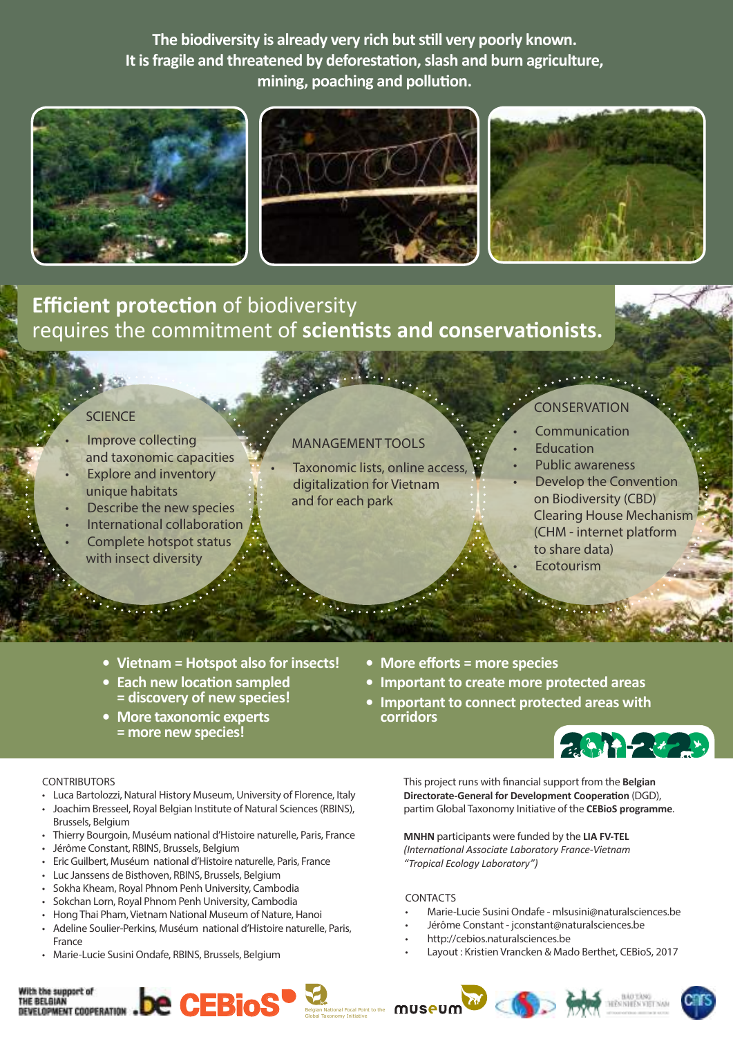**The biodiversity is already very rich but still very poorly known. It is fragile and threatened by deforestation, slash and burn agriculture, mining, poaching and pollution.**

## **Efficient protection** of biodiversity requires the commitment of **scientists and conservationists.**

### SCIENCE

- Improve collecting and taxonomic capacities
- Explore and inventory unique habitats
- Describe the new species
- International collaboration
- Complete hotspot status with insect diversity

### MANAGEMENT TOOLS

- Taxonomic lists, online access, digitalization for Vietnam and for each park

### CONSERVATION

- Communication
- Education
- Public awareness
- Develop the Convention on Biodiversity (CBD) Clearing House Mechanism (CHM - internet platform to share data)
- Ecotourism

- **Vietnam = Hotspot also for insects!**
- **Each new location sampled = discovery of new species!**
- **More taxonomic experts = more new species!**
- **More efforts = more species**
- **Important to create more protected areas**
- **Important to connect protected areas with corridors**

2011-2020

CONTRIBUTORS

- Luca Bartolozzi, Natural History Museum, University of Florence, Italy
- Joachim Bresseel, Royal Belgian Institute of Natural Sciences (RBINS), Brussels, Belgium
- Thierry Bourgoin, Muséum national d'Histoire naturelle, Paris, France
- Jérôme Constant, RBINS, Brussels, Belgium
- Eric Guilbert, Muséum national d'Histoire naturelle, Paris, France
- Luc Janssens de Bisthoven, RBINS, Brussels, Belgium
- Sokha Kheam, Royal Phnom Penh University, Cambodia
- Sokchan Lorn, Royal Phnom Penh University, Cambodia
- Hong Thai Pham, Vietnam National Museum of Nature, Hanoi
- Adeline Soulier-Perkins, Muséum national d'Histoire naturelle, Paris, France
- Marie-Lucie Susini Ondafe, RBINS, Brussels, Belgium

This project runs with financial support from the **Belgian Directorate-General for Development Cooperation** (DGD), partim Global Taxonomy Initiative of the **CEBioS programme**.

**MNHN** participants were funded by the **LIA FV-TEL** *(International Associate Laboratory France-Vietnam "Tropical Ecology Laboratory")*

CONTACTS

- Marie-Lucie Susini Ondafe - mlsusini@naturalsciences.be
- Jérôme Constant - jconstant@naturalsciences.be
- http://cebios.naturalsciences.be
- Layout : Kristien Vrancken & Mado Berthet, CEBioS, 2017

With the support of THE BELGIAN DEVELOPMENT COOPERATION .be CEBioS

Belgian National Focal Point to the Global Taxonomy Initiative

museum

BẢO TÀNG THIÊN NHIÊN VIỆT NAM

cnrs